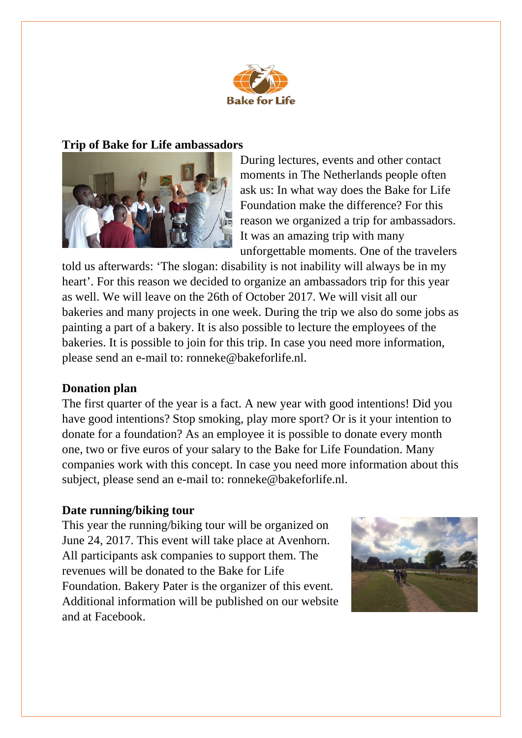Bake for Life

## Trip of Bake for Life ambassadors

During lectures, events and other contact moments in The Netherlands people often ask us: In what way does the Bake for Life Foundation make the difference? For this reason we organized a trip for ambassadors. It was an amazing trip with many unforgettable moments. One of the travelers told us afterwards: 'The slogan: disability is not inability will always be in my heart'. For this reason we decided to organize an ambassadors trip for this year as well. We will leave on the 26th of October 2017. We will visit all our bakeries and many projects in one week. During the trip we also do some jobs as painting a part of a bakery. It is also possible to lecture the employees of the bakeries. It is possible to join for this trip. In case you need more information, please send an e-mail to: ronneke@bakeforlife.nl.

## Donation plan

The first quarter of the year is a fact. A new year with good intentions! Did you have good intentions? Stop smoking, play more sport? Or is it your intention to donate for a foundation? As an employee it is possible to donate every month one, two or five euros of your salary to the Bake for Life Foundation. Many companies work with this concept. In case you need more information about this subject, please send an e-mail to: ronneke@bakeforlife.nl.

## Date running/biking tour

This year the running/biking tour will be organized on June 24, 2017. This event will take place at Avenhorn. All participants ask companies to support them. The revenues will be donated to the Bake for Life Foundation. Bakery Pater is the organizer of this event. Additional information will be published on our website and at Facebook.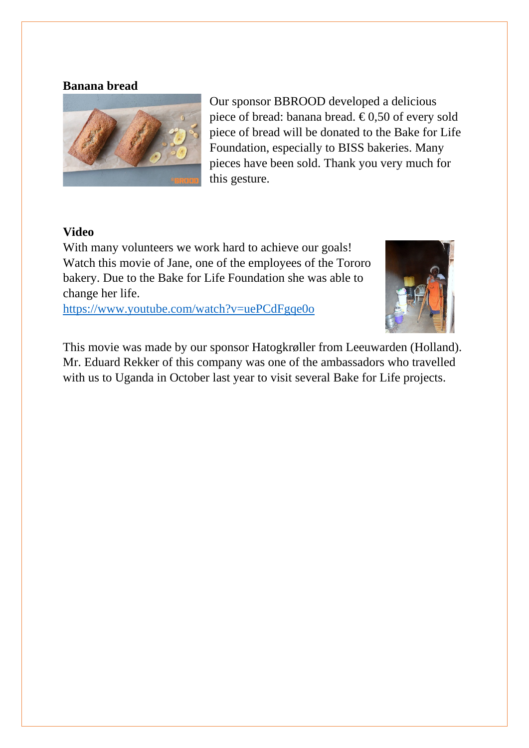**Banana bread**

Our sponsor BBROOD developed a delicious piece of bread: banana bread. € 0,50 of every sold piece of bread will be donated to the Bake for Life Foundation, especially to BISS bakeries. Many pieces have been sold. Thank you very much for this gesture.

**Video**

With many volunteers we work hard to achieve our goals! Watch this movie of Jane, one of the employees of the Tororo bakery. Due to the Bake for Life Foundation she was able to change her life.
https://www.youtube.com/watch?v=uePCdFgqe0o

This movie was made by our sponsor Hatogkrøller from Leeuwarden (Holland). Mr. Eduard Rekker of this company was one of the ambassadors who travelled with us to Uganda in October last year to visit several Bake for Life projects.